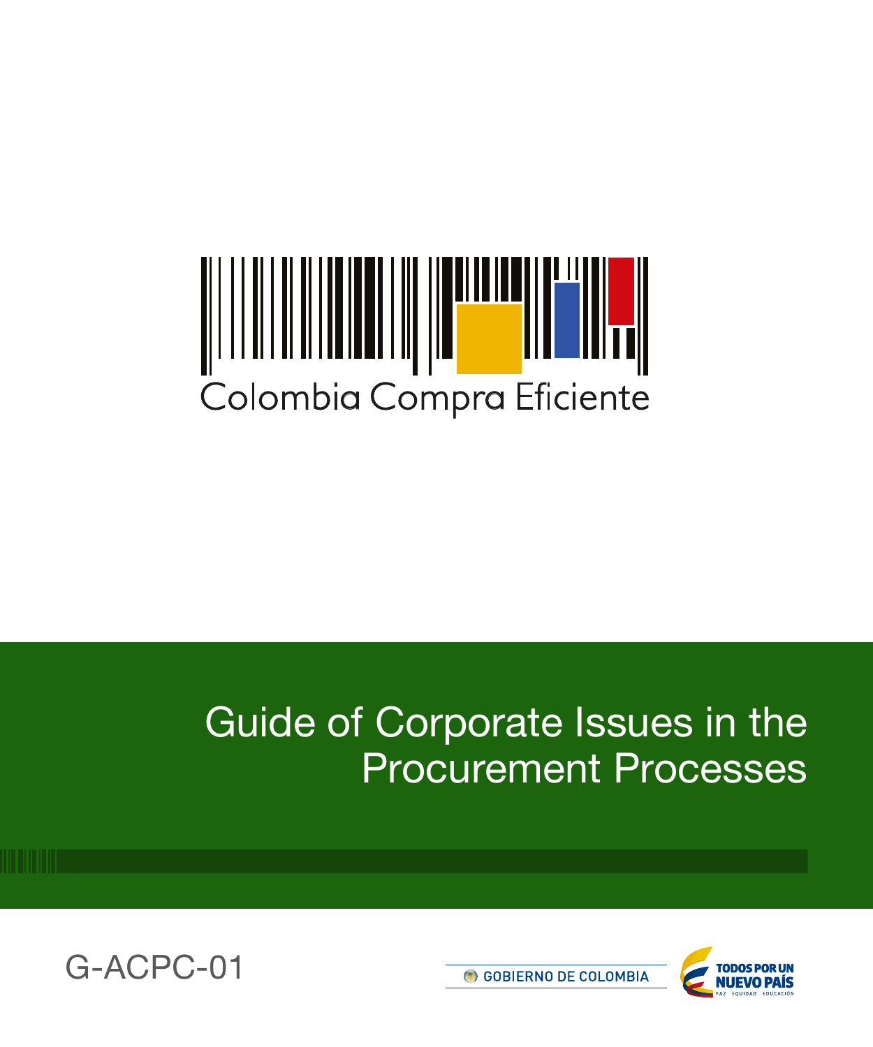Colombia Compra Eficiente

# Guide of Corporate Issues in the Procurement Processes

G-ACPC-01

GOBIERNO DE COLOMBIA

TODOS POR UN NUEVO PAÍS

PAZ EQUIDAD EDUCACIÓN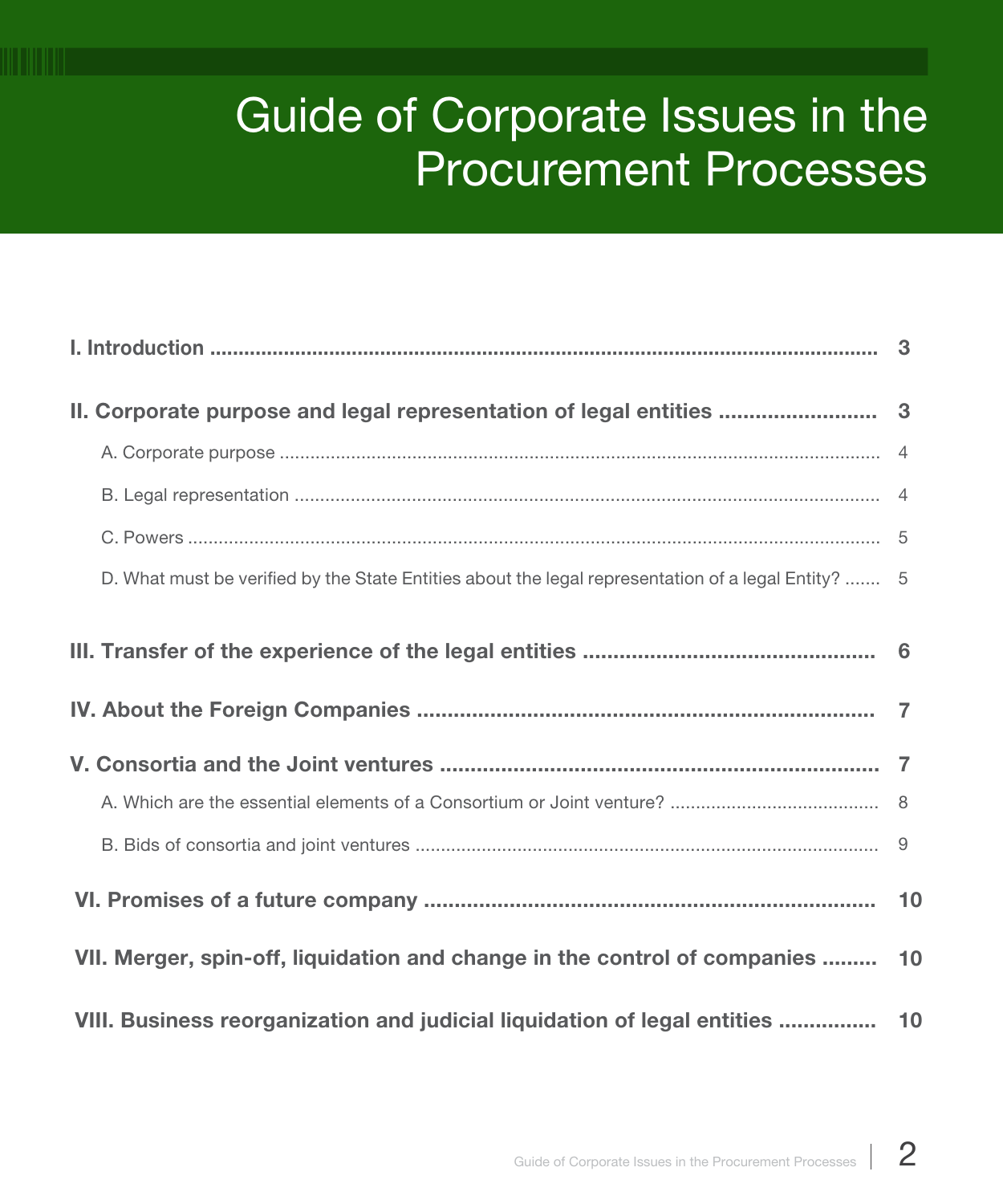# Guide of Corporate Issues in the Procurement Processes

**I. Introduction** ..................................................... **3**

**II. Corporate purpose and legal representation of legal entities** ..................... **3**

- A. Corporate purpose ..................................................... 4
- B. Legal representation ..................................................... 4
- C. Powers ..................................................... 5
- D. What must be verified by the State Entities about the legal representation of a legal Entity? ....... 5

**III. Transfer of the experience of the legal entities** ..................................... **6**

**IV. About the Foreign Companies** ..................................................... **7**

**V. Consortia and the Joint ventures** ..................................................... **7**

- A. Which are the essential elements of a Consortium or Joint venture? ..................... 8
- B. Bids of consortia and joint ventures ..................................................... 9

**VI. Promises of a future company** ..................................................... **10**

**VII. Merger, spin-off, liquidation and change in the control of companies** ......... **10**

**VIII. Business reorganization and judicial liquidation of legal entities** ................ **10**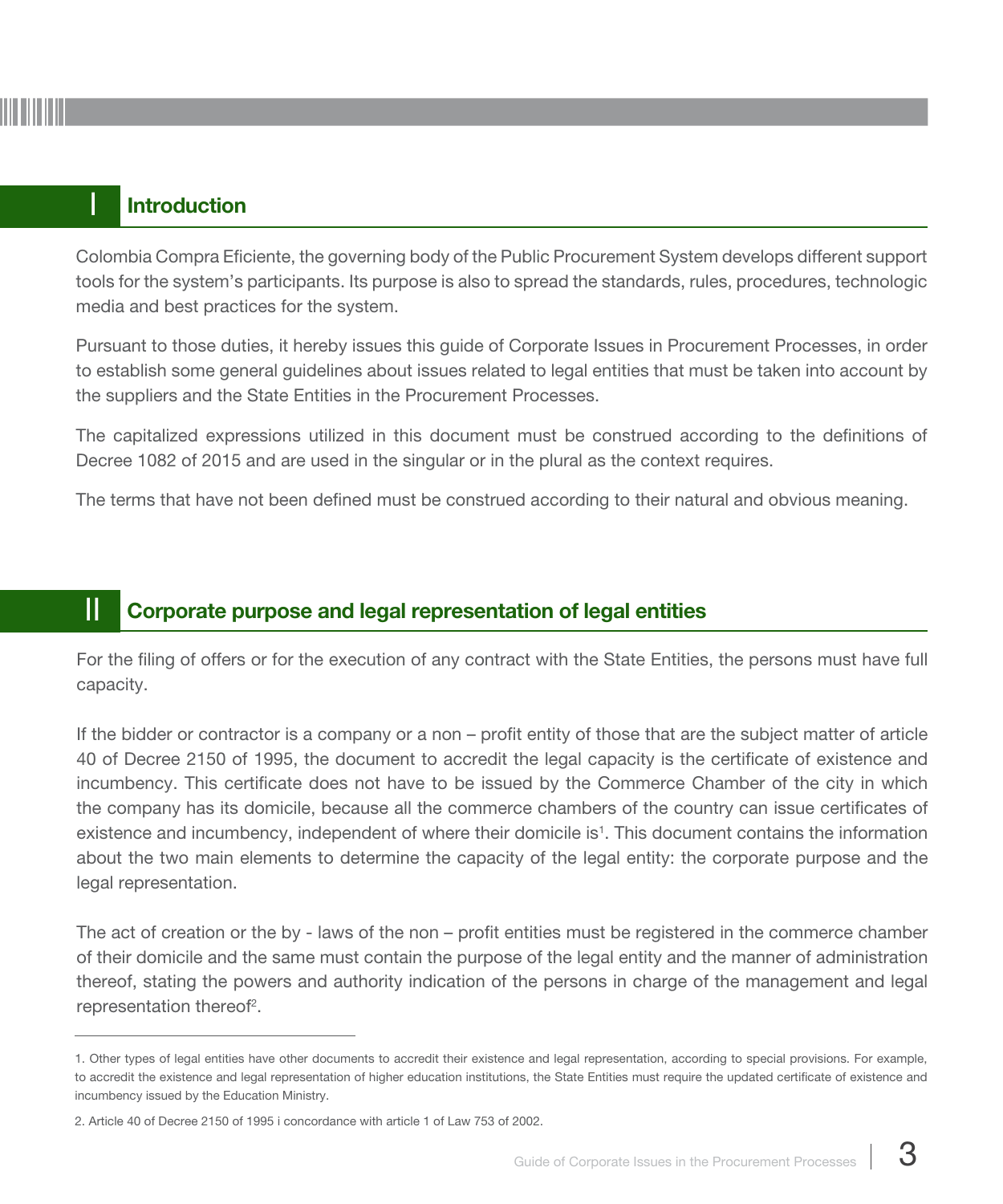## I Introduction

Colombia Compra Eficiente, the governing body of the Public Procurement System develops different support tools for the system's participants. Its purpose is also to spread the standards, rules, procedures, technologic media and best practices for the system.

Pursuant to those duties, it hereby issues this guide of Corporate Issues in Procurement Processes, in order to establish some general guidelines about issues related to legal entities that must be taken into account by the suppliers and the State Entities in the Procurement Processes.

The capitalized expressions utilized in this document must be construed according to the definitions of Decree 1082 of 2015 and are used in the singular or in the plural as the context requires.

The terms that have not been defined must be construed according to their natural and obvious meaning.

## II Corporate purpose and legal representation of legal entities

For the filing of offers or for the execution of any contract with the State Entities, the persons must have full capacity.

If the bidder or contractor is a company or a non – profit entity of those that are the subject matter of article 40 of Decree 2150 of 1995, the document to accredit the legal capacity is the certificate of existence and incumbency. This certificate does not have to be issued by the Commerce Chamber of the city in which the company has its domicile, because all the commerce chambers of the country can issue certificates of existence and incumbency, independent of where their domicile is[1]. This document contains the information about the two main elements to determine the capacity of the legal entity: the corporate purpose and the legal representation.

The act of creation or the by - laws of the non – profit entities must be registered in the commerce chamber of their domicile and the same must contain the purpose of the legal entity and the manner of administration thereof, stating the powers and authority indication of the persons in charge of the management and legal representation thereof[2].

---

1. Other types of legal entities have other documents to accredit their existence and legal representation, according to special provisions. For example, to accredit the existence and legal representation of higher education institutions, the State Entities must require the updated certificate of existence and incumbency issued by the Education Ministry.

2. Article 40 of Decree 2150 of 1995 i concordance with article 1 of Law 753 of 2002.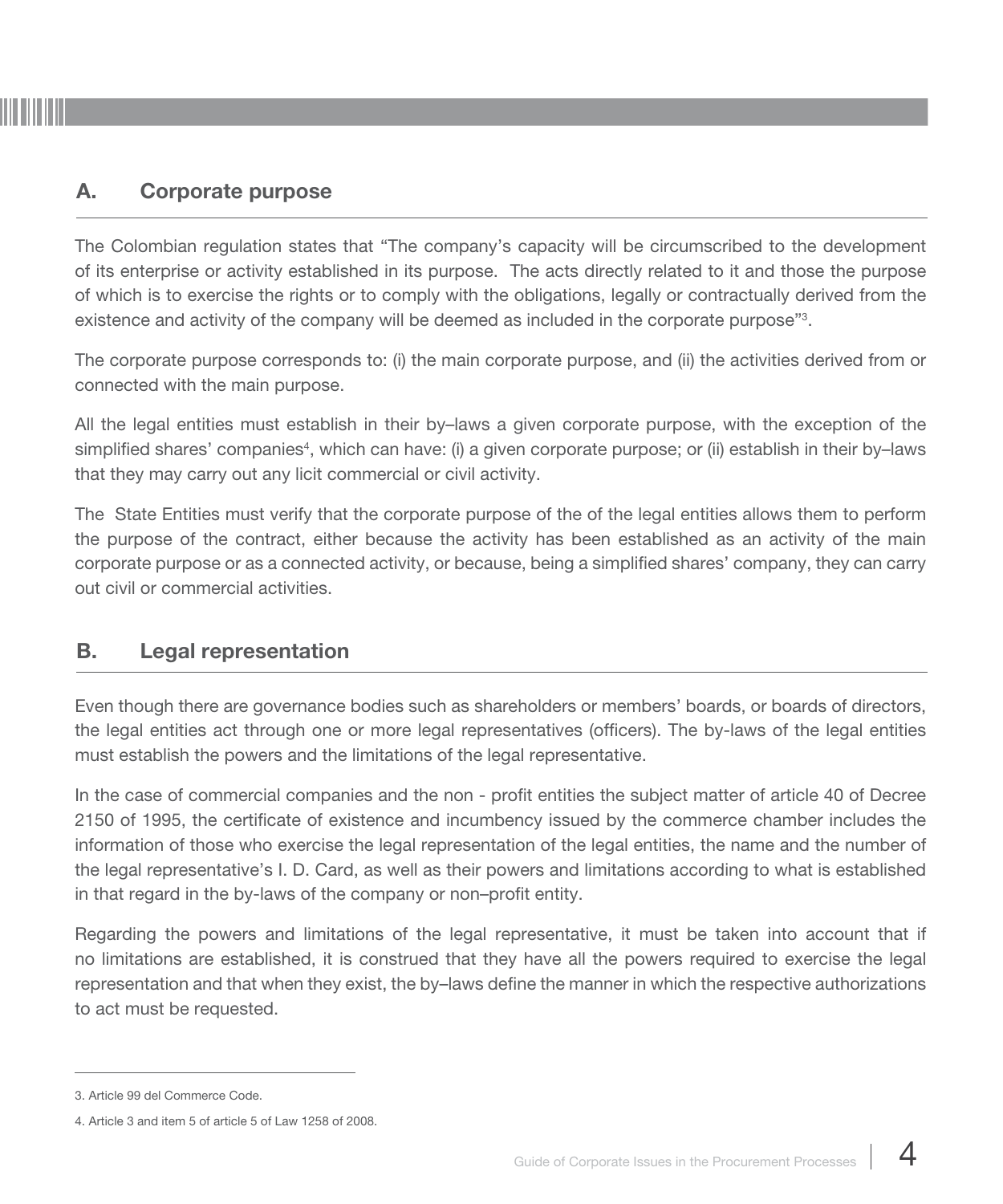## A. Corporate purpose

The Colombian regulation states that "The company's capacity will be circumscribed to the development of its enterprise or activity established in its purpose. The acts directly related to it and those the purpose of which is to exercise the rights or to comply with the obligations, legally or contractually derived from the existence and activity of the company will be deemed as included in the corporate purpose"[3].

The corporate purpose corresponds to: (i) the main corporate purpose, and (ii) the activities derived from or connected with the main purpose.

All the legal entities must establish in their by–laws a given corporate purpose, with the exception of the simplified shares' companies[4], which can have: (i) a given corporate purpose; or (ii) establish in their by–laws that they may carry out any licit commercial or civil activity.

The State Entities must verify that the corporate purpose of the of the legal entities allows them to perform the purpose of the contract, either because the activity has been established as an activity of the main corporate purpose or as a connected activity, or because, being a simplified shares' company, they can carry out civil or commercial activities.

## B. Legal representation

Even though there are governance bodies such as shareholders or members' boards, or boards of directors, the legal entities act through one or more legal representatives (officers). The by-laws of the legal entities must establish the powers and the limitations of the legal representative.

In the case of commercial companies and the non - profit entities the subject matter of article 40 of Decree 2150 of 1995, the certificate of existence and incumbency issued by the commerce chamber includes the information of those who exercise the legal representation of the legal entities, the name and the number of the legal representative's I. D. Card, as well as their powers and limitations according to what is established in that regard in the by-laws of the company or non–profit entity.

Regarding the powers and limitations of the legal representative, it must be taken into account that if no limitations are established, it is construed that they have all the powers required to exercise the legal representation and that when they exist, the by–laws define the manner in which the respective authorizations to act must be requested.

---

3. Article 99 del Commerce Code.

4. Article 3 and item 5 of article 5 of Law 1258 of 2008.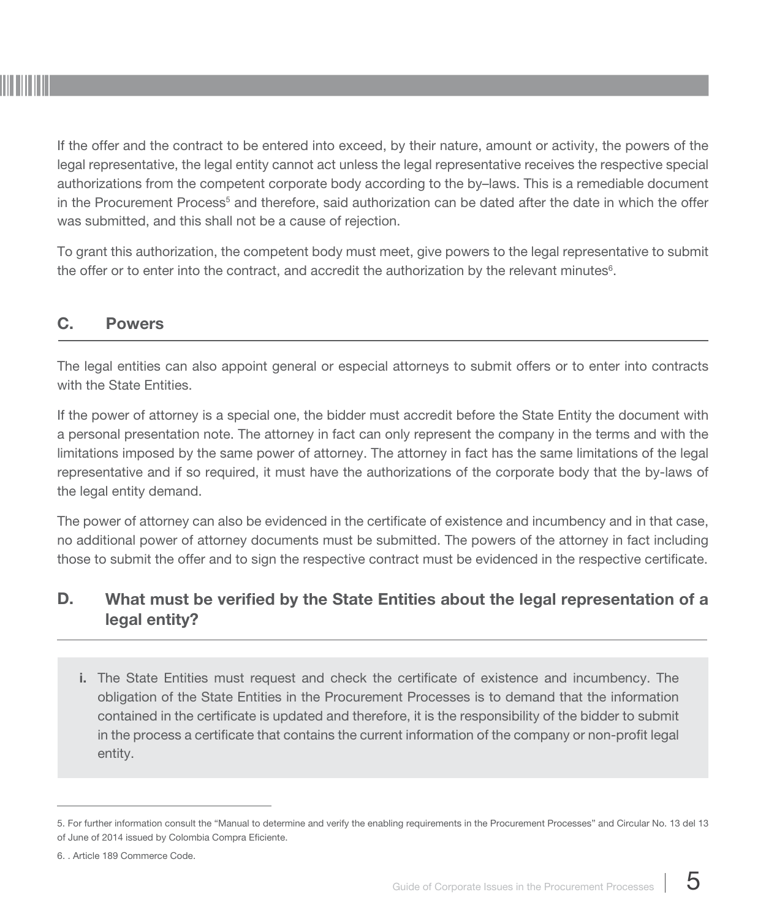If the offer and the contract to be entered into exceed, by their nature, amount or activity, the powers of the legal representative, the legal entity cannot act unless the legal representative receives the respective special authorizations from the competent corporate body according to the by–laws. This is a remediable document in the Procurement Process[5] and therefore, said authorization can be dated after the date in which the offer was submitted, and this shall not be a cause of rejection.

To grant this authorization, the competent body must meet, give powers to the legal representative to submit the offer or to enter into the contract, and accredit the authorization by the relevant minutes[6].

## C. Powers

The legal entities can also appoint general or especial attorneys to submit offers or to enter into contracts with the State Entities.

If the power of attorney is a special one, the bidder must accredit before the State Entity the document with a personal presentation note. The attorney in fact can only represent the company in the terms and with the limitations imposed by the same power of attorney. The attorney in fact has the same limitations of the legal representative and if so required, it must have the authorizations of the corporate body that the by-laws of the legal entity demand.

The power of attorney can also be evidenced in the certificate of existence and incumbency and in that case, no additional power of attorney documents must be submitted. The powers of the attorney in fact including those to submit the offer and to sign the respective contract must be evidenced in the respective certificate.

## D. What must be verified by the State Entities about the legal representation of a legal entity?

**i.** The State Entities must request and check the certificate of existence and incumbency. The obligation of the State Entities in the Procurement Processes is to demand that the information contained in the certificate is updated and therefore, it is the responsibility of the bidder to submit in the process a certificate that contains the current information of the company or non-profit legal entity.

---

5. For further information consult the "Manual to determine and verify the enabling requirements in the Procurement Processes" and Circular No. 13 del 13 of June of 2014 issued by Colombia Compra Eficiente.

6. . Article 189 Commerce Code.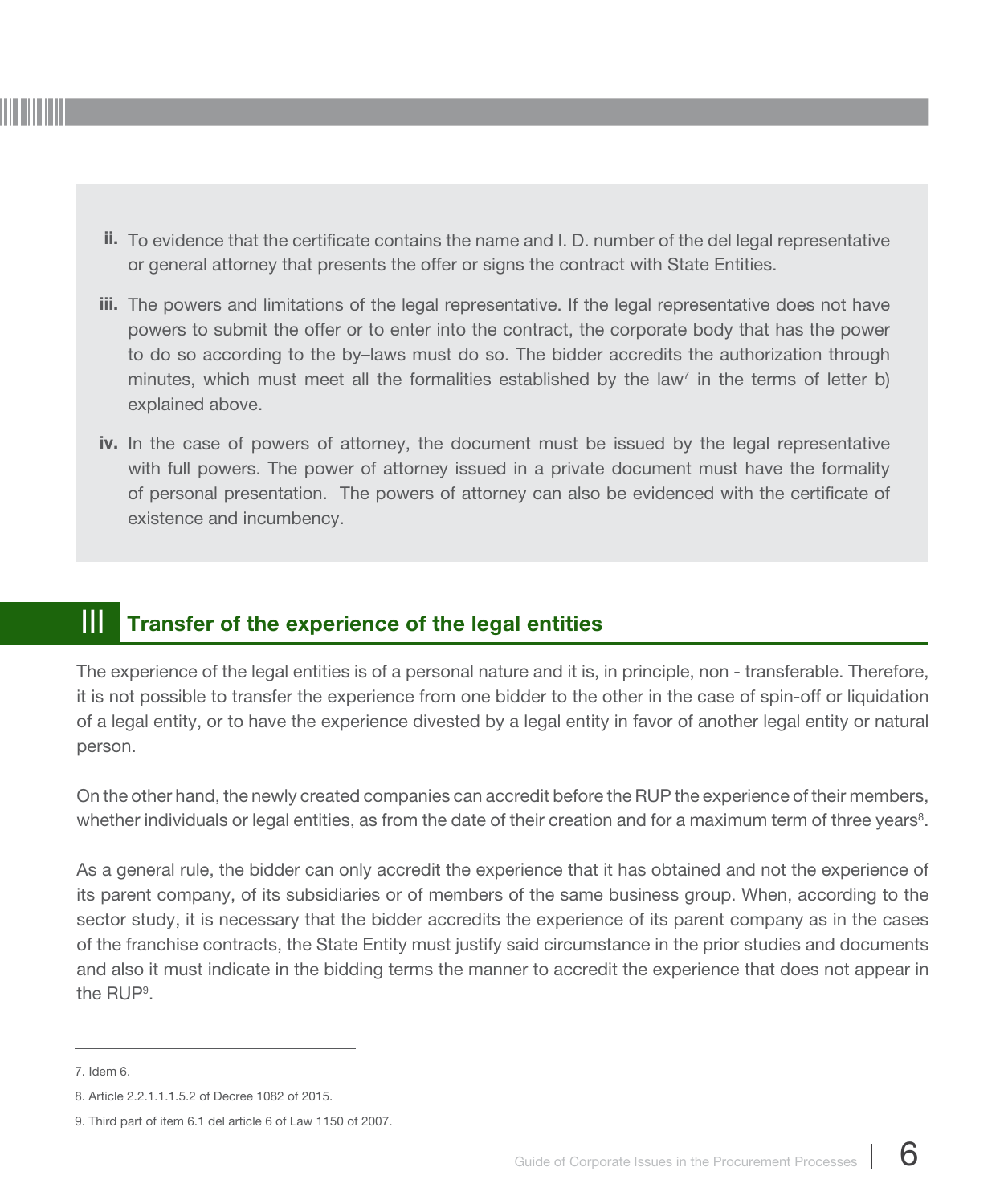ii. To evidence that the certificate contains the name and I. D. number of the del legal representative or general attorney that presents the offer or signs the contract with State Entities.

iii. The powers and limitations of the legal representative. If the legal representative does not have powers to submit the offer or to enter into the contract, the corporate body that has the power to do so according to the by–laws must do so. The bidder accredits the authorization through minutes, which must meet all the formalities established by the law[7] in the terms of letter b) explained above.

iv. In the case of powers of attorney, the document must be issued by the legal representative with full powers. The power of attorney issued in a private document must have the formality of personal presentation. The powers of attorney can also be evidenced with the certificate of existence and incumbency.

## III Transfer of the experience of the legal entities

The experience of the legal entities is of a personal nature and it is, in principle, non - transferable. Therefore, it is not possible to transfer the experience from one bidder to the other in the case of spin-off or liquidation of a legal entity, or to have the experience divested by a legal entity in favor of another legal entity or natural person.

On the other hand, the newly created companies can accredit before the RUP the experience of their members, whether individuals or legal entities, as from the date of their creation and for a maximum term of three years[8].

As a general rule, the bidder can only accredit the experience that it has obtained and not the experience of its parent company, of its subsidiaries or of members of the same business group. When, according to the sector study, it is necessary that the bidder accredits the experience of its parent company as in the cases of the franchise contracts, the State Entity must justify said circumstance in the prior studies and documents and also it must indicate in the bidding terms the manner to accredit the experience that does not appear in the RUP[9].

---

7. Idem 6.

8. Article 2.2.1.1.1.5.2 of Decree 1082 of 2015.

9. Third part of item 6.1 del article 6 of Law 1150 of 2007.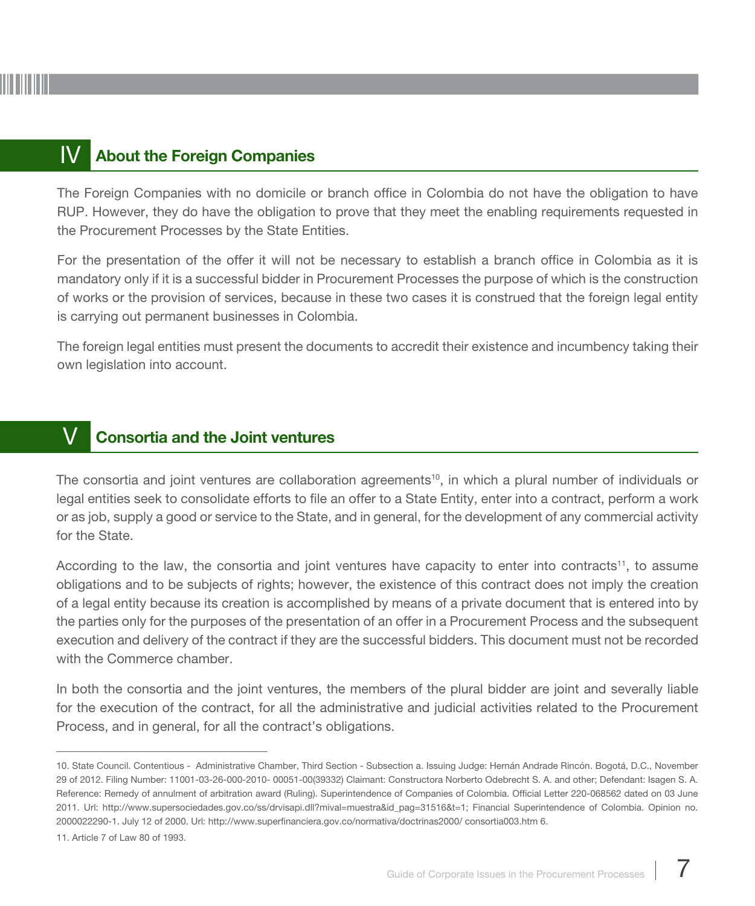## IV About the Foreign Companies

The Foreign Companies with no domicile or branch office in Colombia do not have the obligation to have RUP. However, they do have the obligation to prove that they meet the enabling requirements requested in the Procurement Processes by the State Entities.

For the presentation of the offer it will not be necessary to establish a branch office in Colombia as it is mandatory only if it is a successful bidder in Procurement Processes the purpose of which is the construction of works or the provision of services, because in these two cases it is construed that the foreign legal entity is carrying out permanent businesses in Colombia.

The foreign legal entities must present the documents to accredit their existence and incumbency taking their own legislation into account.

## V Consortia and the Joint ventures

The consortia and joint ventures are collaboration agreements[10], in which a plural number of individuals or legal entities seek to consolidate efforts to file an offer to a State Entity, enter into a contract, perform a work or as job, supply a good or service to the State, and in general, for the development of any commercial activity for the State.

According to the law, the consortia and joint ventures have capacity to enter into contracts[11], to assume obligations and to be subjects of rights; however, the existence of this contract does not imply the creation of a legal entity because its creation is accomplished by means of a private document that is entered into by the parties only for the purposes of the presentation of an offer in a Procurement Process and the subsequent execution and delivery of the contract if they are the successful bidders. This document must not be recorded with the Commerce chamber.

In both the consortia and the joint ventures, the members of the plural bidder are joint and severally liable for the execution of the contract, for all the administrative and judicial activities related to the Procurement Process, and in general, for all the contract's obligations.

---

10. State Council. Contentious - Administrative Chamber, Third Section - Subsection a. Issuing Judge: Hernán Andrade Rincón. Bogotá, D.C., November 29 of 2012. Filing Number: 11001-03-26-000-2010- 00051-00(39332) Claimant: Constructora Norberto Odebrecht S. A. and other; Defendant: Isagen S. A. Reference: Remedy of annulment of arbitration award (Ruling). Superintendence of Companies of Colombia. Official Letter 220-068562 dated on 03 June 2011. Url: http://www.supersociedades.gov.co/ss/drvisapi.dll?mival=muestra&id_pag=31516&t=1; Financial Superintendence of Colombia. Opinion no. 2000022290-1. July 12 of 2000. Url: http://www.superfinanciera.gov.co/normativa/doctrinas2000/ consortia003.htm 6.

11. Article 7 of Law 80 of 1993.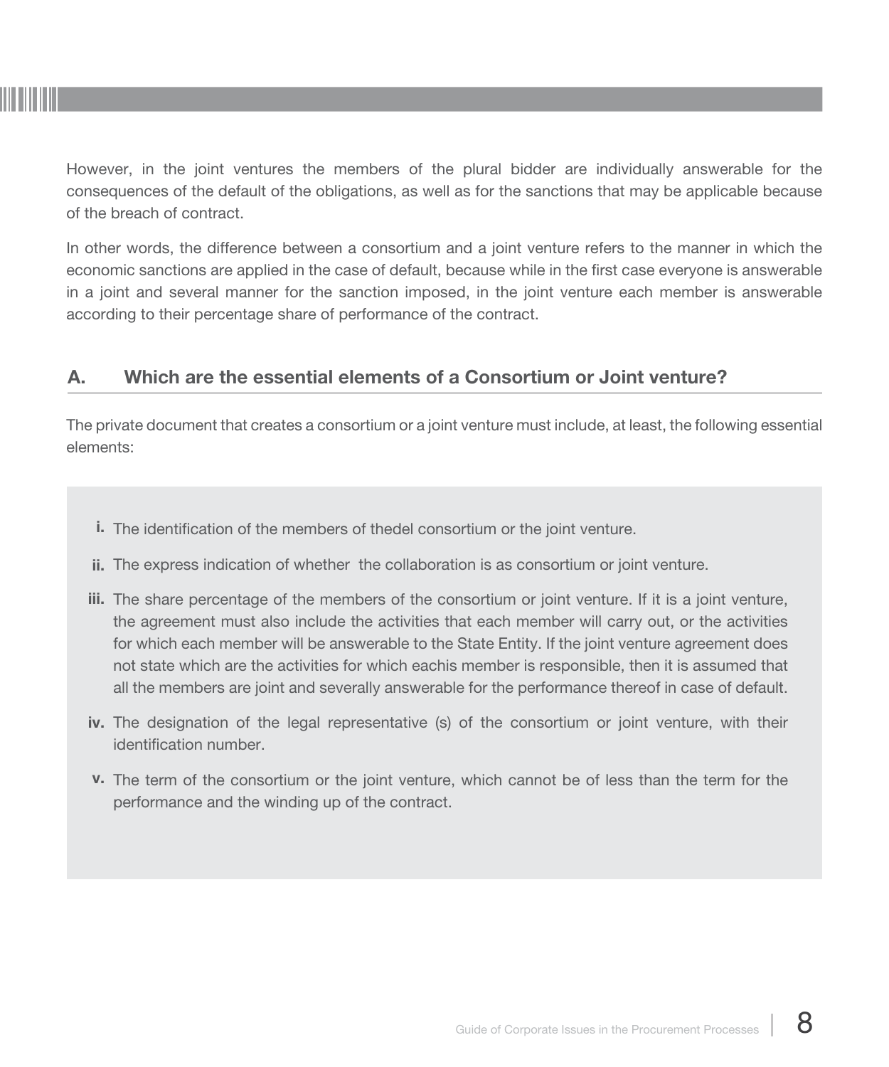However, in the joint ventures the members of the plural bidder are individually answerable for the consequences of the default of the obligations, as well as for the sanctions that may be applicable because of the breach of contract.

In other words, the difference between a consortium and a joint venture refers to the manner in which the economic sanctions are applied in the case of default, because while in the first case everyone is answerable in a joint and several manner for the sanction imposed, in the joint venture each member is answerable according to their percentage share of performance of the contract.

## A. Which are the essential elements of a Consortium or Joint venture?

The private document that creates a consortium or a joint venture must include, at least, the following essential elements:

- **i.** The identification of the members of thedel consortium or the joint venture.
- **ii.** The express indication of whether the collaboration is as consortium or joint venture.
- **iii.** The share percentage of the members of the consortium or joint venture. If it is a joint venture, the agreement must also include the activities that each member will carry out, or the activities for which each member will be answerable to the State Entity. If the joint venture agreement does not state which are the activities for which eachis member is responsible, then it is assumed that all the members are joint and severally answerable for the performance thereof in case of default.
- **iv.** The designation of the legal representative (s) of the consortium or joint venture, with their identification number.
- **v.** The term of the consortium or the joint venture, which cannot be of less than the term for the performance and the winding up of the contract.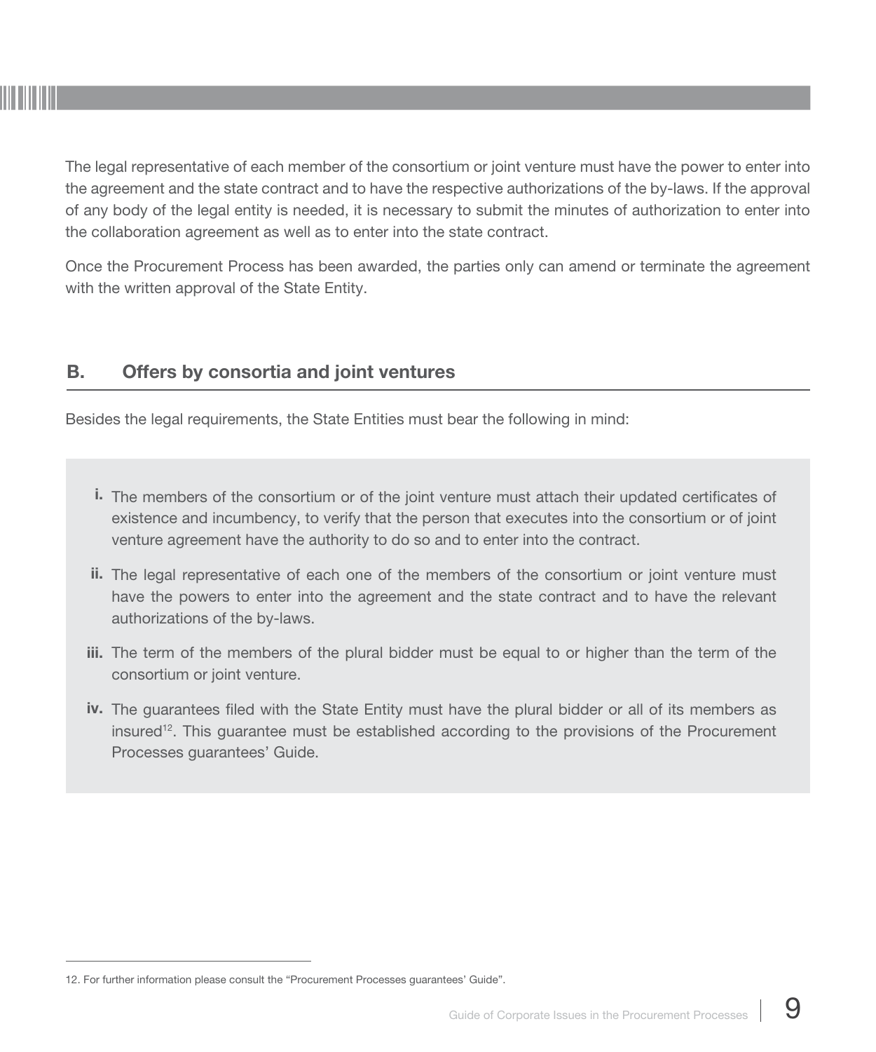The legal representative of each member of the consortium or joint venture must have the power to enter into the agreement and the state contract and to have the respective authorizations of the by-laws. If the approval of any body of the legal entity is needed, it is necessary to submit the minutes of authorization to enter into the collaboration agreement as well as to enter into the state contract.

Once the Procurement Process has been awarded, the parties only can amend or terminate the agreement with the written approval of the State Entity.

## B. Offers by consortia and joint ventures

Besides the legal requirements, the State Entities must bear the following in mind:

- **i.** The members of the consortium or of the joint venture must attach their updated certificates of existence and incumbency, to verify that the person that executes into the consortium or of joint venture agreement have the authority to do so and to enter into the contract.
- **ii.** The legal representative of each one of the members of the consortium or joint venture must have the powers to enter into the agreement and the state contract and to have the relevant authorizations of the by-laws.
- **iii.** The term of the members of the plural bidder must be equal to or higher than the term of the consortium or joint venture.
- **iv.** The guarantees filed with the State Entity must have the plural bidder or all of its members as insured[12]. This guarantee must be established according to the provisions of the Procurement Processes guarantees' Guide.

12. For further information please consult the "Procurement Processes guarantees' Guide".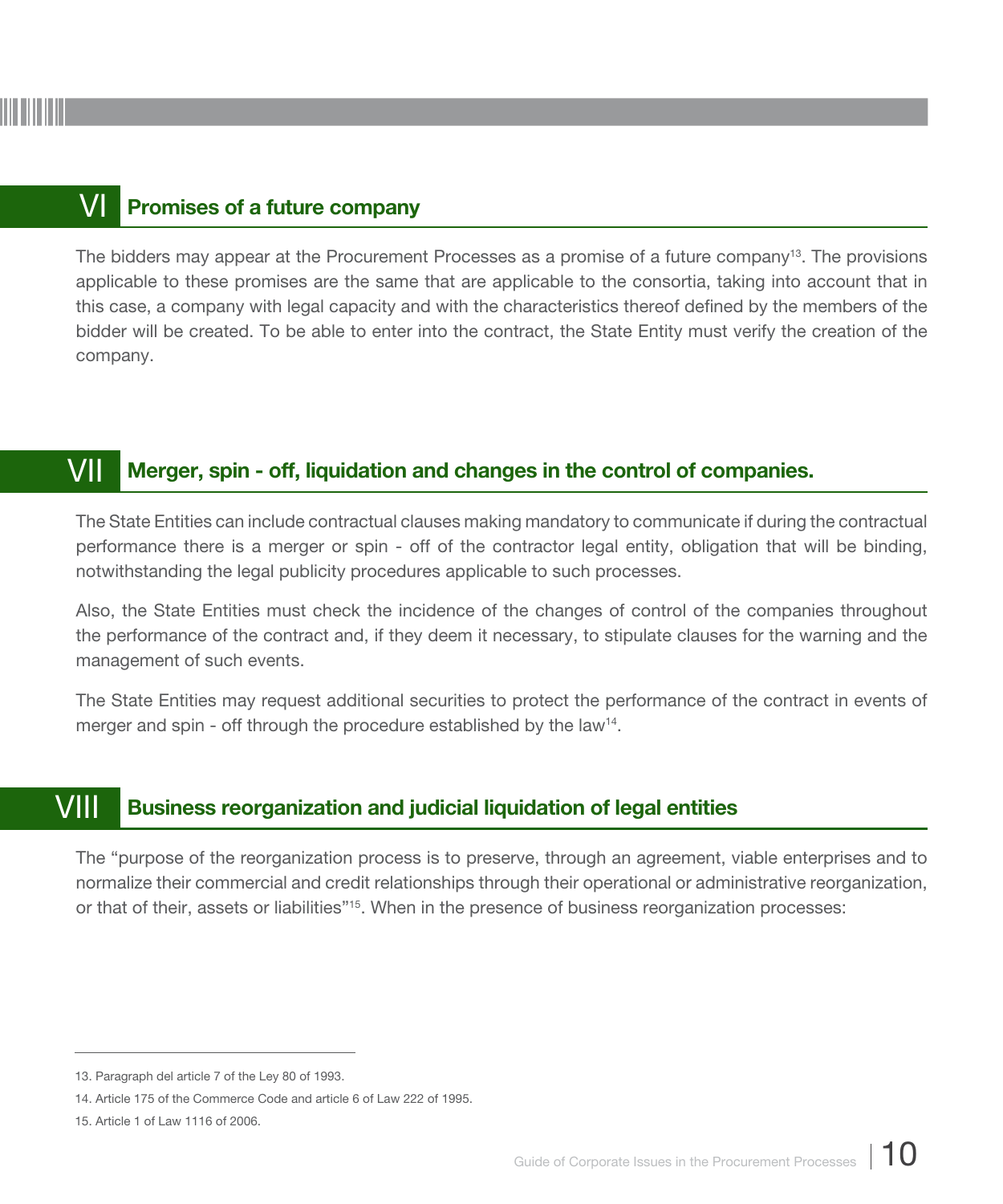## VI Promises of a future company

The bidders may appear at the Procurement Processes as a promise of a future company[13]. The provisions applicable to these promises are the same that are applicable to the consortia, taking into account that in this case, a company with legal capacity and with the characteristics thereof defined by the members of the bidder will be created. To be able to enter into the contract, the State Entity must verify the creation of the company.

## VII Merger, spin - off, liquidation and changes in the control of companies.

The State Entities can include contractual clauses making mandatory to communicate if during the contractual performance there is a merger or spin - off of the contractor legal entity, obligation that will be binding, notwithstanding the legal publicity procedures applicable to such processes.

Also, the State Entities must check the incidence of the changes of control of the companies throughout the performance of the contract and, if they deem it necessary, to stipulate clauses for the warning and the management of such events.

The State Entities may request additional securities to protect the performance of the contract in events of merger and spin - off through the procedure established by the law[14].

## VIII Business reorganization and judicial liquidation of legal entities

The "purpose of the reorganization process is to preserve, through an agreement, viable enterprises and to normalize their commercial and credit relationships through their operational or administrative reorganization, or that of their, assets or liabilities"[15]. When in the presence of business reorganization processes:

---

13. Paragraph del article 7 of the Ley 80 of 1993.

14. Article 175 of the Commerce Code and article 6 of Law 222 of 1995.

15. Article 1 of Law 1116 of 2006.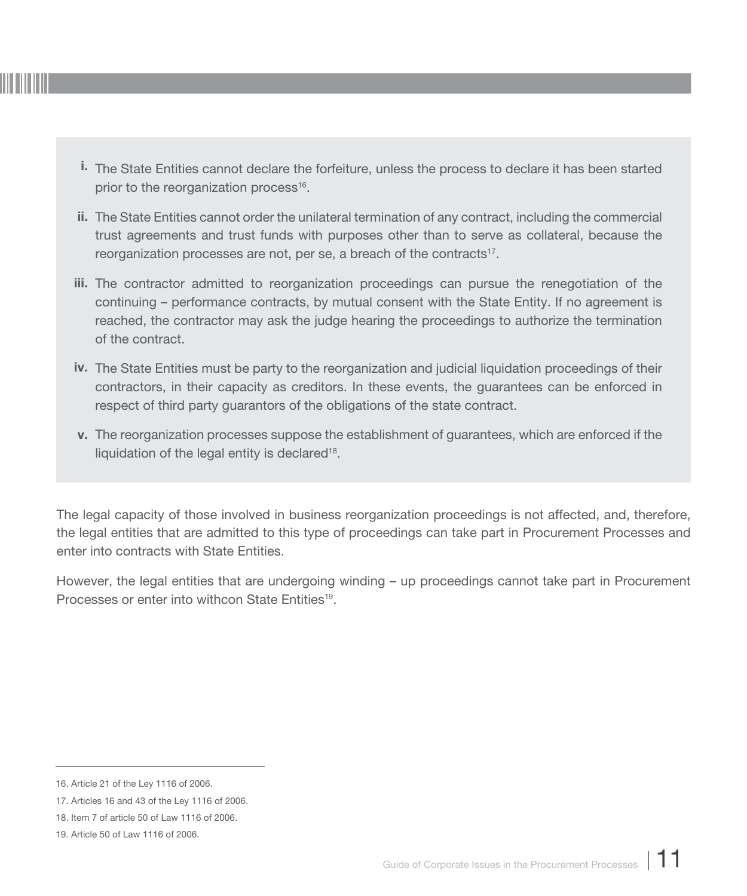i. The State Entities cannot declare the forfeiture, unless the process to declare it has been started prior to the reorganization process[16].

ii. The State Entities cannot order the unilateral termination of any contract, including the commercial trust agreements and trust funds with purposes other than to serve as collateral, because the reorganization processes are not, per se, a breach of the contracts[17].

iii. The contractor admitted to reorganization proceedings can pursue the renegotiation of the continuing – performance contracts, by mutual consent with the State Entity. If no agreement is reached, the contractor may ask the judge hearing the proceedings to authorize the termination of the contract.

iv. The State Entities must be party to the reorganization and judicial liquidation proceedings of their contractors, in their capacity as creditors. In these events, the guarantees can be enforced in respect of third party guarantors of the obligations of the state contract.

v. The reorganization processes suppose the establishment of guarantees, which are enforced if the liquidation of the legal entity is declared[18].

The legal capacity of those involved in business reorganization proceedings is not affected, and, therefore, the legal entities that are admitted to this type of proceedings can take part in Procurement Processes and enter into contracts with State Entities.

However, the legal entities that are undergoing winding – up proceedings cannot take part in Procurement Processes or enter into withcon State Entities[19].

---

16. Article 21 of the Ley 1116 of 2006.
17. Articles 16 and 43 of the Ley 1116 of 2006.
18. Item 7 of article 50 of Law 1116 of 2006.
19. Article 50 of Law 1116 of 2006.